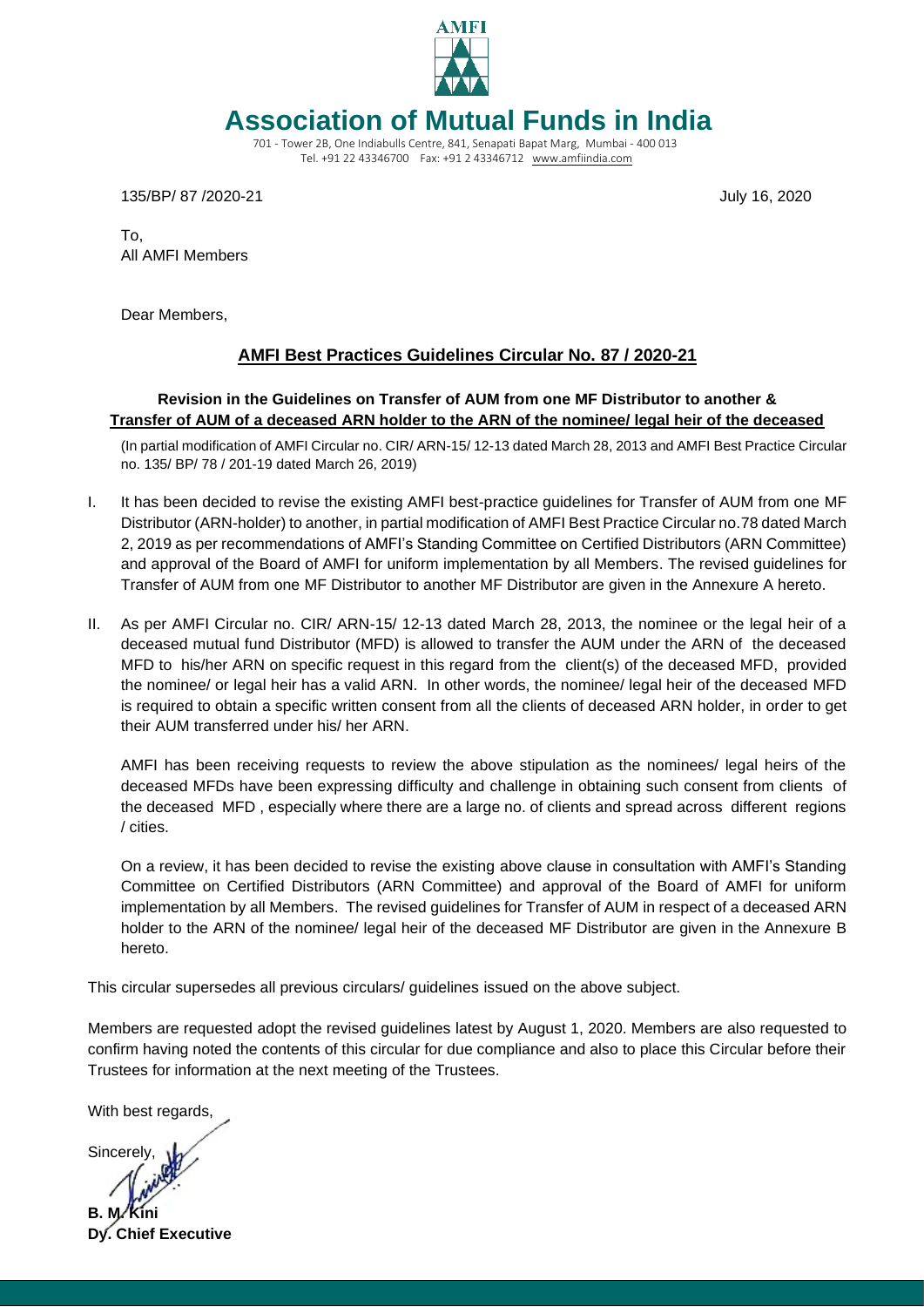AMFI

# Association of Mutual Funds in India

701 - Tower 2B, One Indiabulls Centre, 841, Senapati Bapat Marg, Mumbai - 400 013
Tel. +91 22 43346700 Fax: +91 2 43346712 www.amfiindia.com

135/BP/ 87 /2020-21 July 16, 2020

To,
All AMFI Members

Dear Members,

## AMFI Best Practices Guidelines Circular No. 87 / 2020-21

### Revision in the Guidelines on Transfer of AUM from one MF Distributor to another & Transfer of AUM of a deceased ARN holder to the ARN of the nominee/ legal heir of the deceased

(In partial modification of AMFI Circular no. CIR/ ARN-15/ 12-13 dated March 28, 2013 and AMFI Best Practice Circular no. 135/ BP/ 78 / 201-19 dated March 26, 2019)

I. It has been decided to revise the existing AMFI best-practice guidelines for Transfer of AUM from one MF Distributor (ARN-holder) to another, in partial modification of AMFI Best Practice Circular no.78 dated March 2, 2019 as per recommendations of AMFI's Standing Committee on Certified Distributors (ARN Committee) and approval of the Board of AMFI for uniform implementation by all Members. The revised guidelines for Transfer of AUM from one MF Distributor to another MF Distributor are given in the Annexure A hereto.

II. As per AMFI Circular no. CIR/ ARN-15/ 12-13 dated March 28, 2013, the nominee or the legal heir of a deceased mutual fund Distributor (MFD) is allowed to transfer the AUM under the ARN of the deceased MFD to his/her ARN on specific request in this regard from the client(s) of the deceased MFD, provided the nominee/ or legal heir has a valid ARN. In other words, the nominee/ legal heir of the deceased MFD is required to obtain a specific written consent from all the clients of deceased ARN holder, in order to get their AUM transferred under his/ her ARN.

AMFI has been receiving requests to review the above stipulation as the nominees/ legal heirs of the deceased MFDs have been expressing difficulty and challenge in obtaining such consent from clients of the deceased MFD , especially where there are a large no. of clients and spread across different regions / cities.

On a review, it has been decided to revise the existing above clause in consultation with AMFI's Standing Committee on Certified Distributors (ARN Committee) and approval of the Board of AMFI for uniform implementation by all Members. The revised guidelines for Transfer of AUM in respect of a deceased ARN holder to the ARN of the nominee/ legal heir of the deceased MF Distributor are given in the Annexure B hereto.

This circular supersedes all previous circulars/ guidelines issued on the above subject.

Members are requested adopt the revised guidelines latest by August 1, 2020. Members are also requested to confirm having noted the contents of this circular for due compliance and also to place this Circular before their Trustees for information at the next meeting of the Trustees.

With best regards,

Sincerely,

**B. M. Kini**
**Dy. Chief Executive**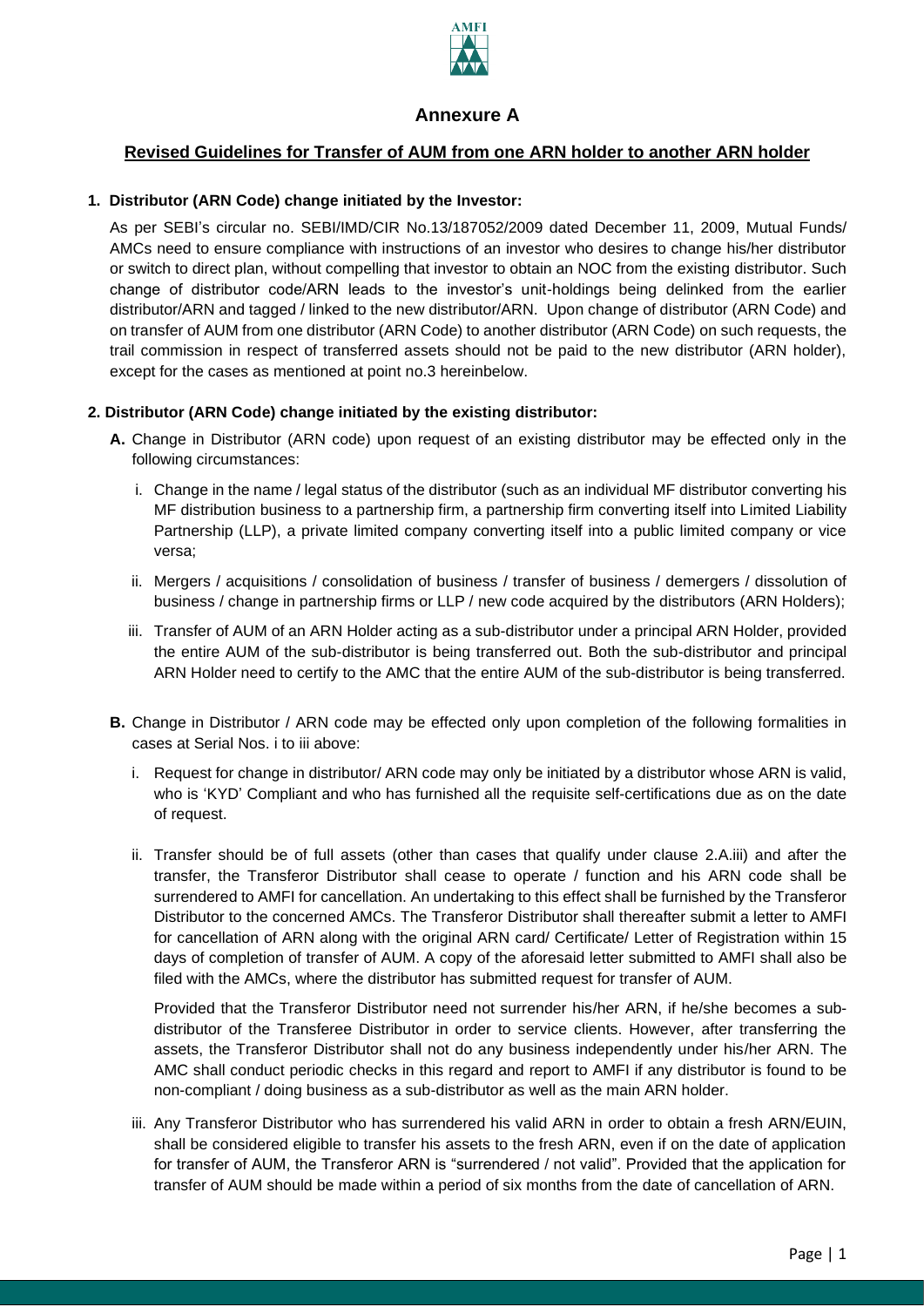## Annexure A

## Revised Guidelines for Transfer of AUM from one ARN holder to another ARN holder

**1. Distributor (ARN Code) change initiated by the Investor:**

As per SEBI's circular no. SEBI/IMD/CIR No.13/187052/2009 dated December 11, 2009, Mutual Funds/ AMCs need to ensure compliance with instructions of an investor who desires to change his/her distributor or switch to direct plan, without compelling that investor to obtain an NOC from the existing distributor. Such change of distributor code/ARN leads to the investor's unit-holdings being delinked from the earlier distributor/ARN and tagged / linked to the new distributor/ARN. Upon change of distributor (ARN Code) and on transfer of AUM from one distributor (ARN Code) to another distributor (ARN Code) on such requests, the trail commission in respect of transferred assets should not be paid to the new distributor (ARN holder), except for the cases as mentioned at point no.3 hereinbelow.

**2. Distributor (ARN Code) change initiated by the existing distributor:**

**A.** Change in Distributor (ARN code) upon request of an existing distributor may be effected only in the following circumstances:

i. Change in the name / legal status of the distributor (such as an individual MF distributor converting his MF distribution business to a partnership firm, a partnership firm converting itself into Limited Liability Partnership (LLP), a private limited company converting itself into a public limited company or vice versa;

ii. Mergers / acquisitions / consolidation of business / transfer of business / demergers / dissolution of business / change in partnership firms or LLP / new code acquired by the distributors (ARN Holders);

iii. Transfer of AUM of an ARN Holder acting as a sub-distributor under a principal ARN Holder, provided the entire AUM of the sub-distributor is being transferred out. Both the sub-distributor and principal ARN Holder need to certify to the AMC that the entire AUM of the sub-distributor is being transferred.

**B.** Change in Distributor / ARN code may be effected only upon completion of the following formalities in cases at Serial Nos. i to iii above:

i. Request for change in distributor/ ARN code may only be initiated by a distributor whose ARN is valid, who is 'KYD' Compliant and who has furnished all the requisite self-certifications due as on the date of request.

ii. Transfer should be of full assets (other than cases that qualify under clause 2.A.iii) and after the transfer, the Transferor Distributor shall cease to operate / function and his ARN code shall be surrendered to AMFI for cancellation. An undertaking to this effect shall be furnished by the Transferor Distributor to the concerned AMCs. The Transferor Distributor shall thereafter submit a letter to AMFI for cancellation of ARN along with the original ARN card/ Certificate/ Letter of Registration within 15 days of completion of transfer of AUM. A copy of the aforesaid letter submitted to AMFI shall also be filed with the AMCs, where the distributor has submitted request for transfer of AUM.

Provided that the Transferor Distributor need not surrender his/her ARN, if he/she becomes a sub-distributor of the Transferee Distributor in order to service clients. However, after transferring the assets, the Transferor Distributor shall not do any business independently under his/her ARN. The AMC shall conduct periodic checks in this regard and report to AMFI if any distributor is found to be non-compliant / doing business as a sub-distributor as well as the main ARN holder.

iii. Any Transferor Distributor who has surrendered his valid ARN in order to obtain a fresh ARN/EUIN, shall be considered eligible to transfer his assets to the fresh ARN, even if on the date of application for transfer of AUM, the Transferor ARN is "surrendered / not valid". Provided that the application for transfer of AUM should be made within a period of six months from the date of cancellation of ARN.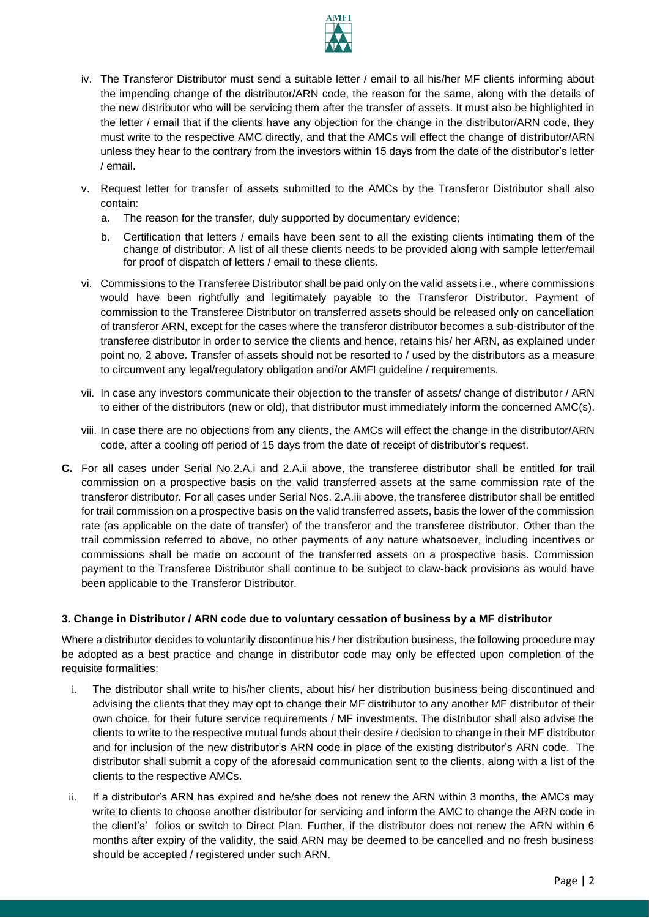iv. The Transferor Distributor must send a suitable letter / email to all his/her MF clients informing about the impending change of the distributor/ARN code, the reason for the same, along with the details of the new distributor who will be servicing them after the transfer of assets. It must also be highlighted in the letter / email that if the clients have any objection for the change in the distributor/ARN code, they must write to the respective AMC directly, and that the AMCs will effect the change of distributor/ARN unless they hear to the contrary from the investors within 15 days from the date of the distributor's letter / email.

v. Request letter for transfer of assets submitted to the AMCs by the Transferor Distributor shall also contain:

   a. The reason for the transfer, duly supported by documentary evidence;

   b. Certification that letters / emails have been sent to all the existing clients intimating them of the change of distributor. A list of all these clients needs to be provided along with sample letter/email for proof of dispatch of letters / email to these clients.

vi. Commissions to the Transferee Distributor shall be paid only on the valid assets i.e., where commissions would have been rightfully and legitimately payable to the Transferor Distributor. Payment of commission to the Transferee Distributor on transferred assets should be released only on cancellation of transferor ARN, except for the cases where the transferor distributor becomes a sub-distributor of the transferee distributor in order to service the clients and hence, retains his/ her ARN, as explained under point no. 2 above. Transfer of assets should not be resorted to / used by the distributors as a measure to circumvent any legal/regulatory obligation and/or AMFI guideline / requirements.

vii. In case any investors communicate their objection to the transfer of assets/ change of distributor / ARN to either of the distributors (new or old), that distributor must immediately inform the concerned AMC(s).

viii. In case there are no objections from any clients, the AMCs will effect the change in the distributor/ARN code, after a cooling off period of 15 days from the date of receipt of distributor's request.

**C.** For all cases under Serial No.2.A.i and 2.A.ii above, the transferee distributor shall be entitled for trail commission on a prospective basis on the valid transferred assets at the same commission rate of the transferor distributor. For all cases under Serial Nos. 2.A.iii above, the transferee distributor shall be entitled for trail commission on a prospective basis on the valid transferred assets, basis the lower of the commission rate (as applicable on the date of transfer) of the transferor and the transferee distributor. Other than the trail commission referred to above, no other payments of any nature whatsoever, including incentives or commissions shall be made on account of the transferred assets on a prospective basis. Commission payment to the Transferee Distributor shall continue to be subject to claw-back provisions as would have been applicable to the Transferor Distributor.

### 3. Change in Distributor / ARN code due to voluntary cessation of business by a MF distributor

Where a distributor decides to voluntarily discontinue his / her distribution business, the following procedure may be adopted as a best practice and change in distributor code may only be effected upon completion of the requisite formalities:

i. The distributor shall write to his/her clients, about his/ her distribution business being discontinued and advising the clients that they may opt to change their MF distributor to any another MF distributor of their own choice, for their future service requirements / MF investments. The distributor shall also advise the clients to write to the respective mutual funds about their desire / decision to change in their MF distributor and for inclusion of the new distributor's ARN code in place of the existing distributor's ARN code. The distributor shall submit a copy of the aforesaid communication sent to the clients, along with a list of the clients to the respective AMCs.

ii. If a distributor's ARN has expired and he/she does not renew the ARN within 3 months, the AMCs may write to clients to choose another distributor for servicing and inform the AMC to change the ARN code in the client's' folios or switch to Direct Plan. Further, if the distributor does not renew the ARN within 6 months after expiry of the validity, the said ARN may be deemed to be cancelled and no fresh business should be accepted / registered under such ARN.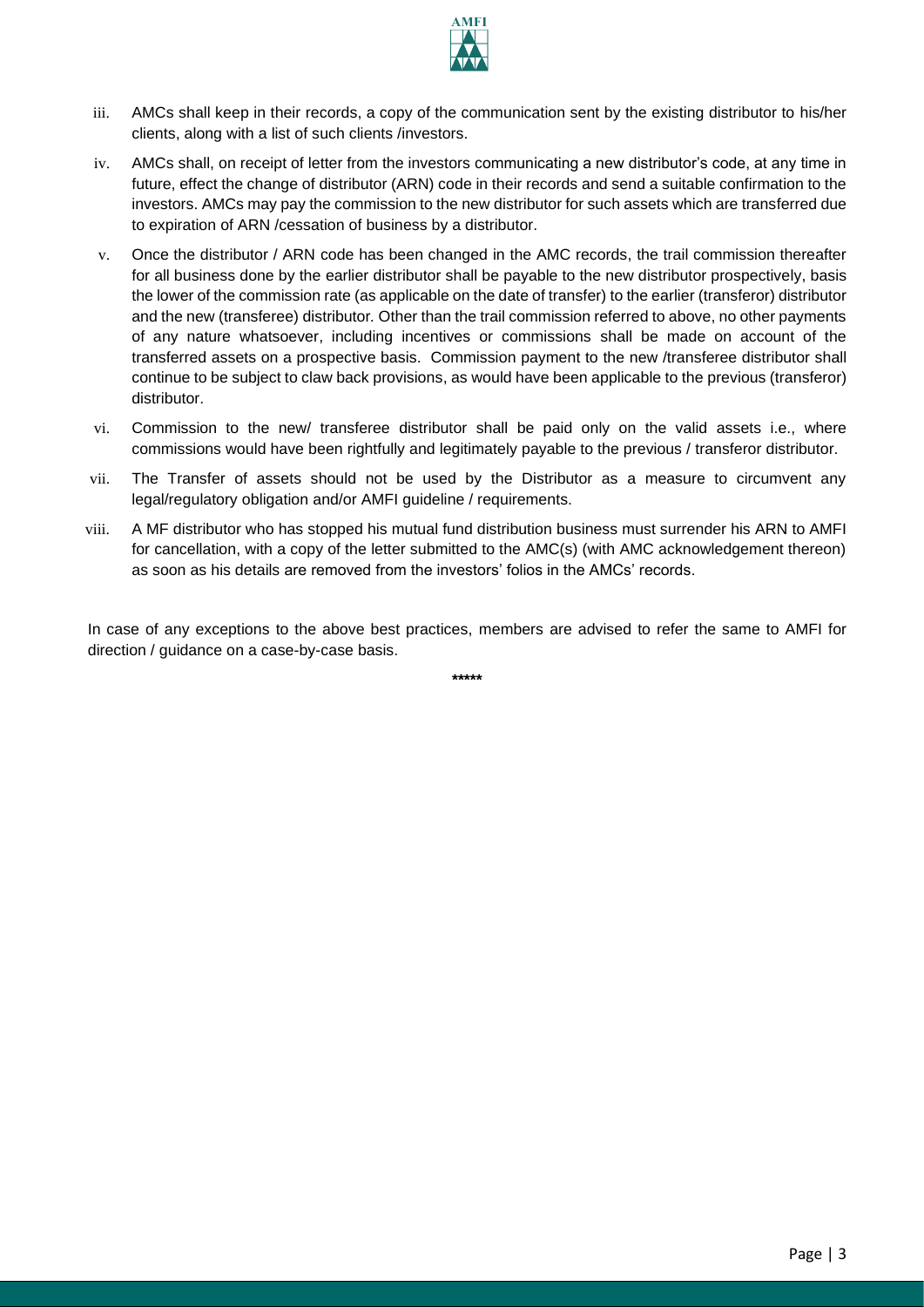iii. AMCs shall keep in their records, a copy of the communication sent by the existing distributor to his/her clients, along with a list of such clients /investors.

iv. AMCs shall, on receipt of letter from the investors communicating a new distributor's code, at any time in future, effect the change of distributor (ARN) code in their records and send a suitable confirmation to the investors. AMCs may pay the commission to the new distributor for such assets which are transferred due to expiration of ARN /cessation of business by a distributor.

v. Once the distributor / ARN code has been changed in the AMC records, the trail commission thereafter for all business done by the earlier distributor shall be payable to the new distributor prospectively, basis the lower of the commission rate (as applicable on the date of transfer) to the earlier (transferor) distributor and the new (transferee) distributor. Other than the trail commission referred to above, no other payments of any nature whatsoever, including incentives or commissions shall be made on account of the transferred assets on a prospective basis. Commission payment to the new /transferee distributor shall continue to be subject to claw back provisions, as would have been applicable to the previous (transferor) distributor.

vi. Commission to the new/ transferee distributor shall be paid only on the valid assets i.e., where commissions would have been rightfully and legitimately payable to the previous / transferor distributor.

vii. The Transfer of assets should not be used by the Distributor as a measure to circumvent any legal/regulatory obligation and/or AMFI guideline / requirements.

viii. A MF distributor who has stopped his mutual fund distribution business must surrender his ARN to AMFI for cancellation, with a copy of the letter submitted to the AMC(s) (with AMC acknowledgement thereon) as soon as his details are removed from the investors' folios in the AMCs' records.

In case of any exceptions to the above best practices, members are advised to refer the same to AMFI for direction / guidance on a case-by-case basis.

*****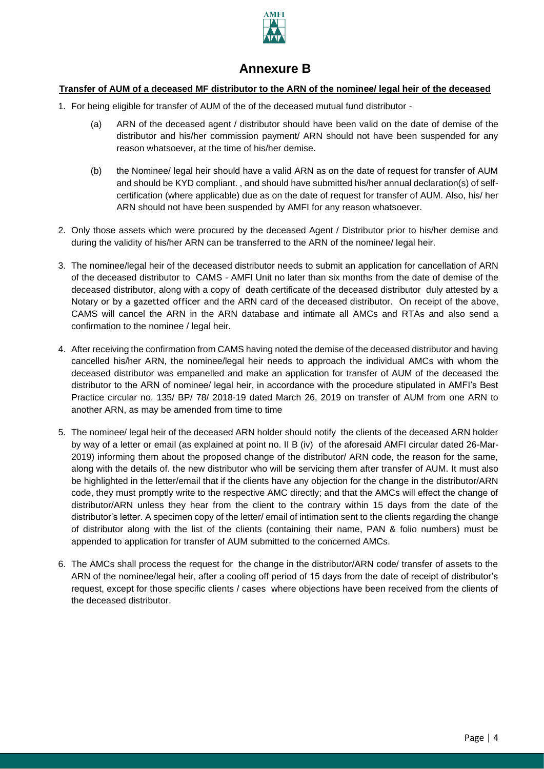# Annexure B

**Transfer of AUM of a deceased MF distributor to the ARN of the nominee/ legal heir of the deceased**

1. For being eligible for transfer of AUM of the of the deceased mutual fund distributor -

   (a) ARN of the deceased agent / distributor should have been valid on the date of demise of the distributor and his/her commission payment/ ARN should not have been suspended for any reason whatsoever, at the time of his/her demise.

   (b) the Nominee/ legal heir should have a valid ARN as on the date of request for transfer of AUM and should be KYD compliant. , and should have submitted his/her annual declaration(s) of self-certification (where applicable) due as on the date of request for transfer of AUM. Also, his/ her ARN should not have been suspended by AMFI for any reason whatsoever.

2. Only those assets which were procured by the deceased Agent / Distributor prior to his/her demise and during the validity of his/her ARN can be transferred to the ARN of the nominee/ legal heir.

3. The nominee/legal heir of the deceased distributor needs to submit an application for cancellation of ARN of the deceased distributor to CAMS - AMFI Unit no later than six months from the date of demise of the deceased distributor, along with a copy of death certificate of the deceased distributor duly attested by a Notary or by a gazetted officer and the ARN card of the deceased distributor. On receipt of the above, CAMS will cancel the ARN in the ARN database and intimate all AMCs and RTAs and also send a confirmation to the nominee / legal heir.

4. After receiving the confirmation from CAMS having noted the demise of the deceased distributor and having cancelled his/her ARN, the nominee/legal heir needs to approach the individual AMCs with whom the deceased distributor was empanelled and make an application for transfer of AUM of the deceased the distributor to the ARN of nominee/ legal heir, in accordance with the procedure stipulated in AMFI's Best Practice circular no. 135/ BP/ 78/ 2018-19 dated March 26, 2019 on transfer of AUM from one ARN to another ARN, as may be amended from time to time

5. The nominee/ legal heir of the deceased ARN holder should notify the clients of the deceased ARN holder by way of a letter or email (as explained at point no. II B (iv) of the aforesaid AMFI circular dated 26-Mar-2019) informing them about the proposed change of the distributor/ ARN code, the reason for the same, along with the details of. the new distributor who will be servicing them after transfer of AUM. It must also be highlighted in the letter/email that if the clients have any objection for the change in the distributor/ARN code, they must promptly write to the respective AMC directly; and that the AMCs will effect the change of distributor/ARN unless they hear from the client to the contrary within 15 days from the date of the distributor's letter. A specimen copy of the letter/ email of intimation sent to the clients regarding the change of distributor along with the list of the clients (containing their name, PAN & folio numbers) must be appended to application for transfer of AUM submitted to the concerned AMCs.

6. The AMCs shall process the request for the change in the distributor/ARN code/ transfer of assets to the ARN of the nominee/legal heir, after a cooling off period of 15 days from the date of receipt of distributor's request, except for those specific clients / cases where objections have been received from the clients of the deceased distributor.